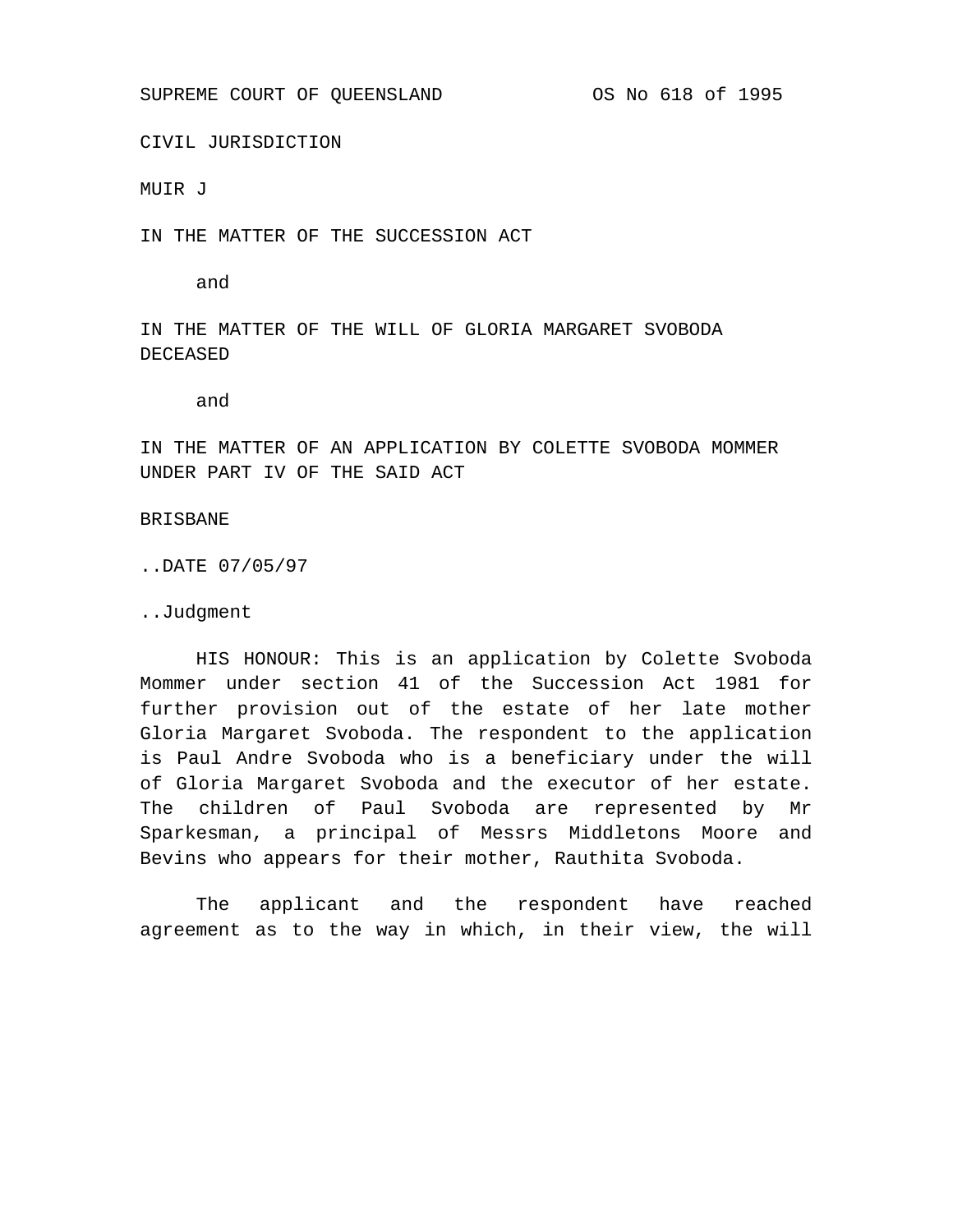SUPREME COURT OF QUEENSLAND OS No 618 of 1995

CIVIL JURISDICTION

MUIR J

IN THE MATTER OF THE SUCCESSION ACT

and

IN THE MATTER OF THE WILL OF GLORIA MARGARET SVOBODA DECEASED

and

IN THE MATTER OF AN APPLICATION BY COLETTE SVOBODA MOMMER UNDER PART IV OF THE SAID ACT

BRISBANE

..DATE 07/05/97

..Judgment

HIS HONOUR: This is an application by Colette Svoboda Mommer under section 41 of the Succession Act 1981 for further provision out of the estate of her late mother Gloria Margaret Svoboda. The respondent to the application is Paul Andre Svoboda who is a beneficiary under the will of Gloria Margaret Svoboda and the executor of her estate. The children of Paul Svoboda are represented by Mr Sparkesman, a principal of Messrs Middletons Moore and Bevins who appears for their mother, Rauthita Svoboda.

The applicant and the respondent have reached agreement as to the way in which, in their view, the will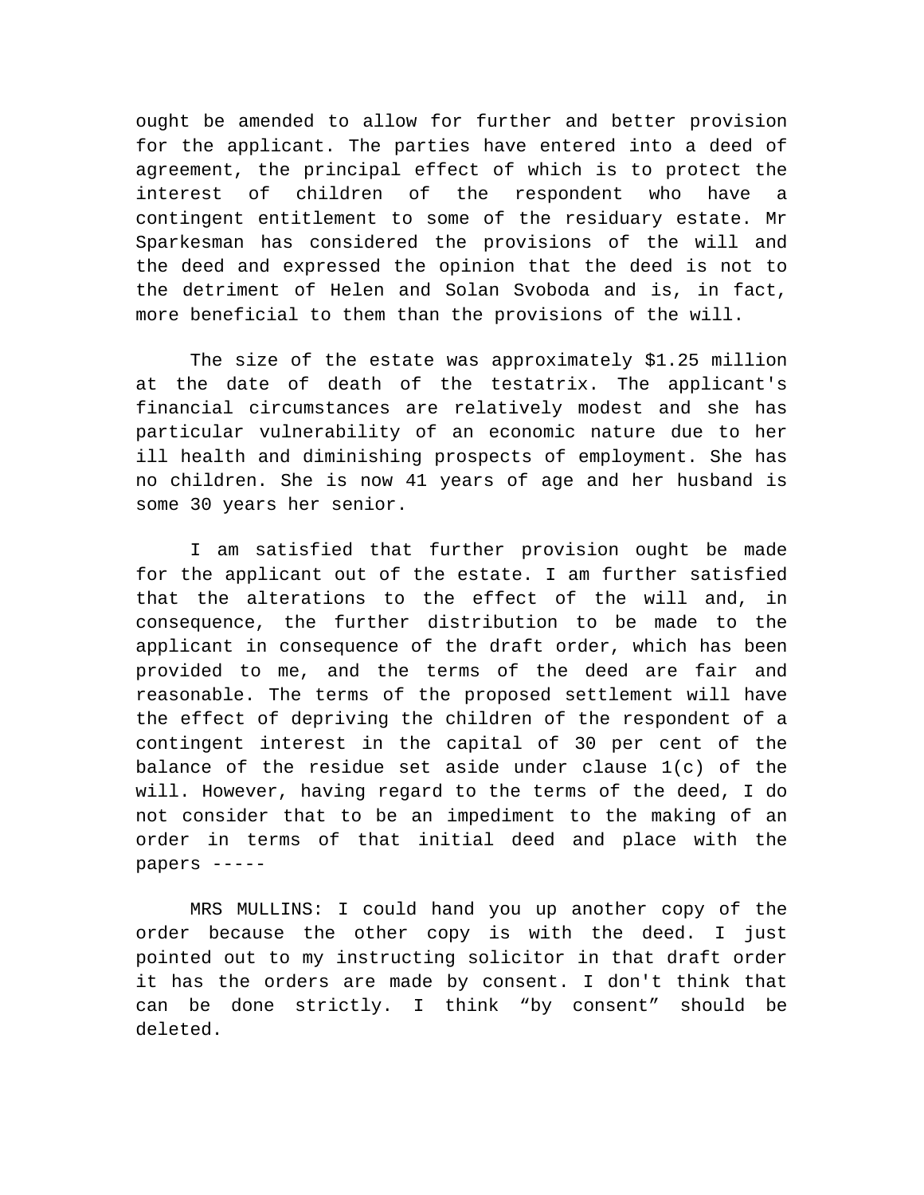ought be amended to allow for further and better provision for the applicant. The parties have entered into a deed of agreement, the principal effect of which is to protect the interest of children of the respondent who have a contingent entitlement to some of the residuary estate. Mr Sparkesman has considered the provisions of the will and the deed and expressed the opinion that the deed is not to the detriment of Helen and Solan Svoboda and is, in fact, more beneficial to them than the provisions of the will.

The size of the estate was approximately $1.25 million at the date of death of the testatrix. The applicant's financial circumstances are relatively modest and she has particular vulnerability of an economic nature due to her ill health and diminishing prospects of employment. She has no children. She is now 41 years of age and her husband is some 30 years her senior.

I am satisfied that further provision ought be made for the applicant out of the estate. I am further satisfied that the alterations to the effect of the will and, in consequence, the further distribution to be made to the applicant in consequence of the draft order, which has been provided to me, and the terms of the deed are fair and reasonable. The terms of the proposed settlement will have the effect of depriving the children of the respondent of a contingent interest in the capital of 30 per cent of the balance of the residue set aside under clause 1(c) of the will. However, having regard to the terms of the deed, I do not consider that to be an impediment to the making of an order in terms of that initial deed and place with the papers -----

MRS MULLINS: I could hand you up another copy of the order because the other copy is with the deed. I just pointed out to my instructing solicitor in that draft order it has the orders are made by consent. I don't think that can be done strictly. I think “by consent” should be deleted.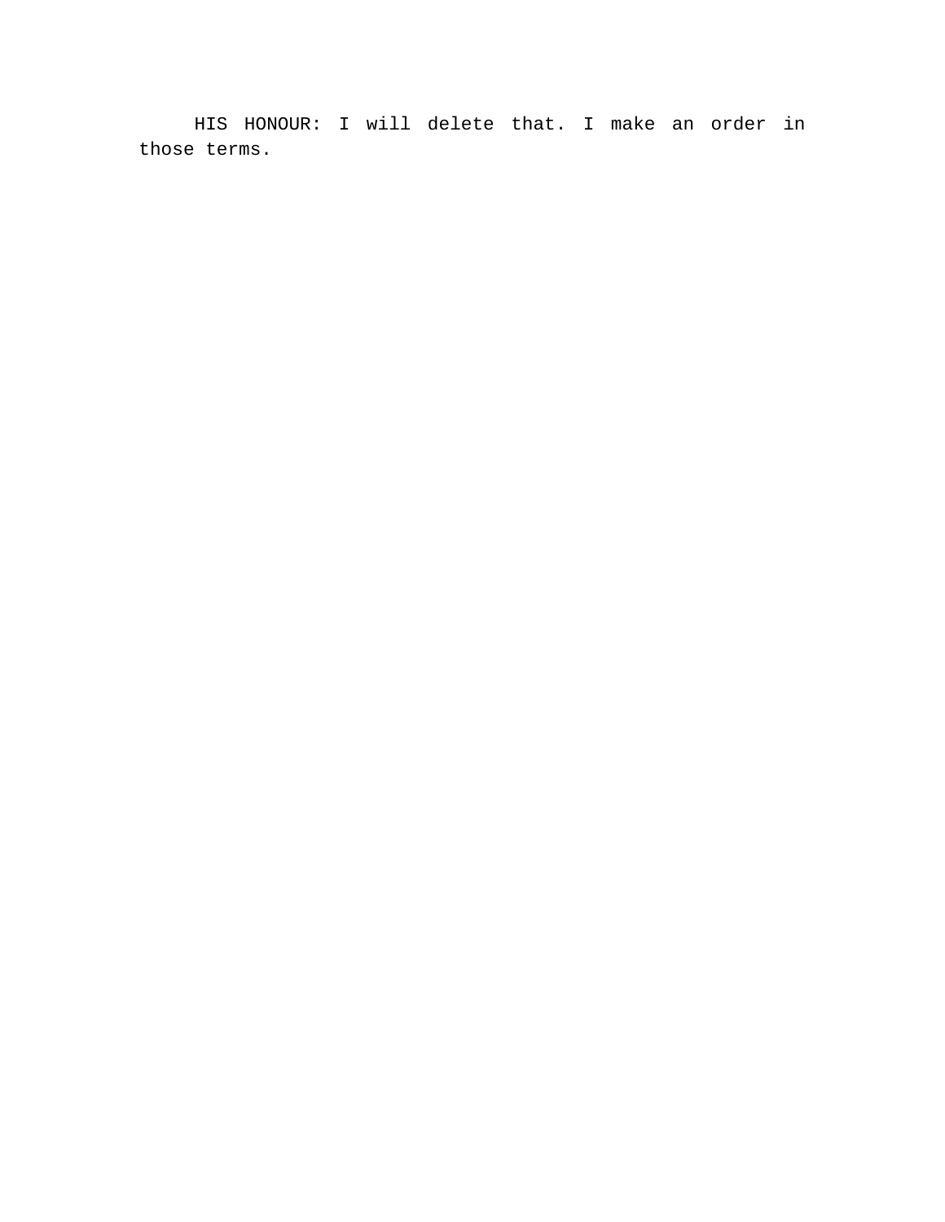HIS HONOUR: I will delete that. I make an order in those terms.